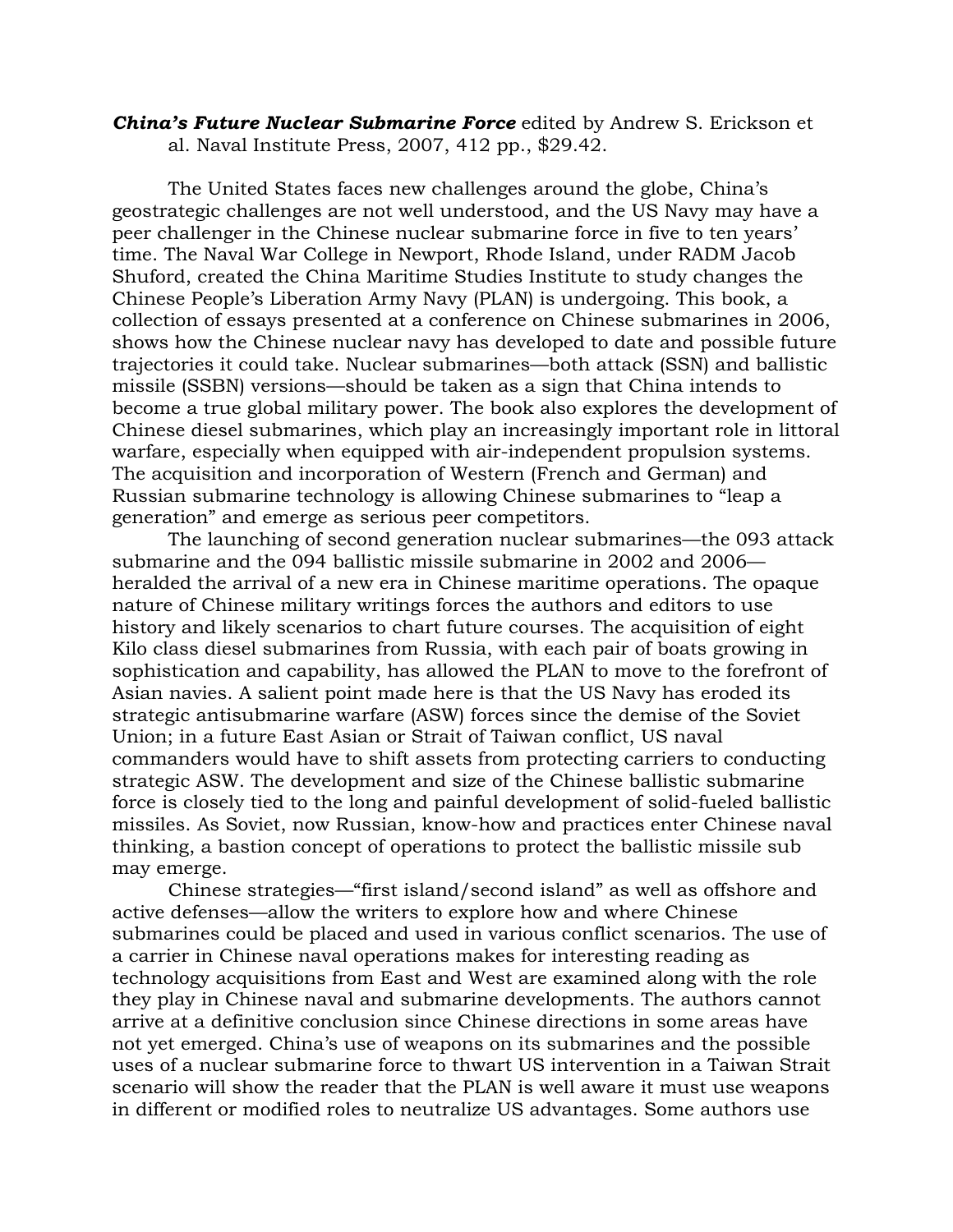***China's Future Nuclear Submarine Force*** edited by Andrew S. Erickson et al. Naval Institute Press, 2007, 412 pp., $29.42.

The United States faces new challenges around the globe, China's geostrategic challenges are not well understood, and the US Navy may have a peer challenger in the Chinese nuclear submarine force in five to ten years' time. The Naval War College in Newport, Rhode Island, under RADM Jacob Shuford, created the China Maritime Studies Institute to study changes the Chinese People's Liberation Army Navy (PLAN) is undergoing. This book, a collection of essays presented at a conference on Chinese submarines in 2006, shows how the Chinese nuclear navy has developed to date and possible future trajectories it could take. Nuclear submarines—both attack (SSN) and ballistic missile (SSBN) versions—should be taken as a sign that China intends to become a true global military power. The book also explores the development of Chinese diesel submarines, which play an increasingly important role in littoral warfare, especially when equipped with air-independent propulsion systems. The acquisition and incorporation of Western (French and German) and Russian submarine technology is allowing Chinese submarines to "leap a generation" and emerge as serious peer competitors.

The launching of second generation nuclear submarines—the 093 attack submarine and the 094 ballistic missile submarine in 2002 and 2006—heralded the arrival of a new era in Chinese maritime operations. The opaque nature of Chinese military writings forces the authors and editors to use history and likely scenarios to chart future courses. The acquisition of eight Kilo class diesel submarines from Russia, with each pair of boats growing in sophistication and capability, has allowed the PLAN to move to the forefront of Asian navies. A salient point made here is that the US Navy has eroded its strategic antisubmarine warfare (ASW) forces since the demise of the Soviet Union; in a future East Asian or Strait of Taiwan conflict, US naval commanders would have to shift assets from protecting carriers to conducting strategic ASW. The development and size of the Chinese ballistic submarine force is closely tied to the long and painful development of solid-fueled ballistic missiles. As Soviet, now Russian, know-how and practices enter Chinese naval thinking, a bastion concept of operations to protect the ballistic missile sub may emerge.

Chinese strategies—"first island/second island" as well as offshore and active defenses—allow the writers to explore how and where Chinese submarines could be placed and used in various conflict scenarios. The use of a carrier in Chinese naval operations makes for interesting reading as technology acquisitions from East and West are examined along with the role they play in Chinese naval and submarine developments. The authors cannot arrive at a definitive conclusion since Chinese directions in some areas have not yet emerged. China's use of weapons on its submarines and the possible uses of a nuclear submarine force to thwart US intervention in a Taiwan Strait scenario will show the reader that the PLAN is well aware it must use weapons in different or modified roles to neutralize US advantages. Some authors use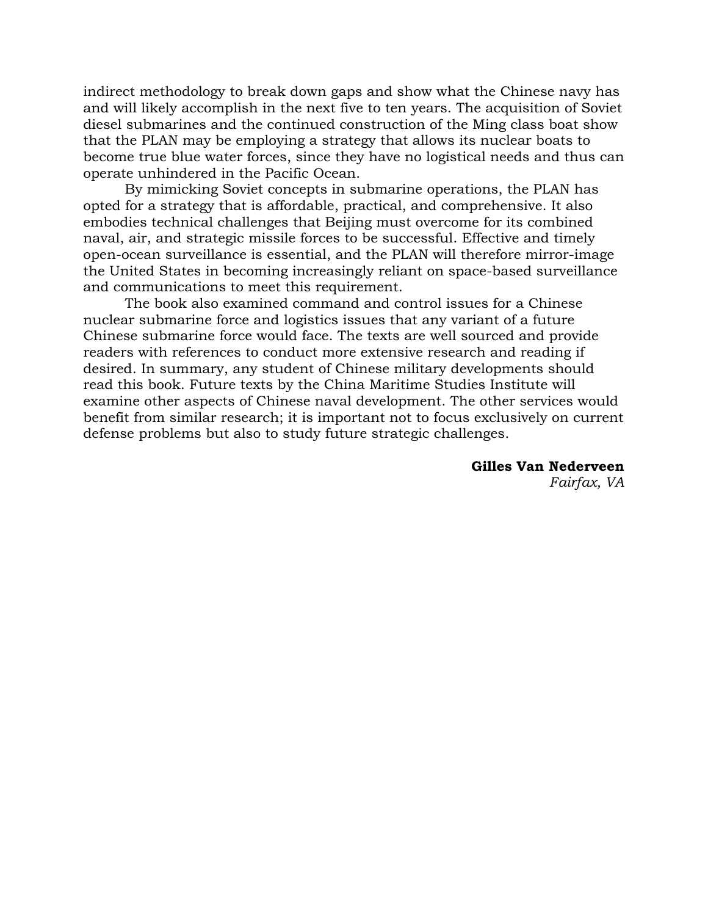indirect methodology to break down gaps and show what the Chinese navy has and will likely accomplish in the next five to ten years. The acquisition of Soviet diesel submarines and the continued construction of the Ming class boat show that the PLAN may be employing a strategy that allows its nuclear boats to become true blue water forces, since they have no logistical needs and thus can operate unhindered in the Pacific Ocean.

By mimicking Soviet concepts in submarine operations, the PLAN has opted for a strategy that is affordable, practical, and comprehensive. It also embodies technical challenges that Beijing must overcome for its combined naval, air, and strategic missile forces to be successful. Effective and timely open-ocean surveillance is essential, and the PLAN will therefore mirror-image the United States in becoming increasingly reliant on space-based surveillance and communications to meet this requirement.

The book also examined command and control issues for a Chinese nuclear submarine force and logistics issues that any variant of a future Chinese submarine force would face. The texts are well sourced and provide readers with references to conduct more extensive research and reading if desired. In summary, any student of Chinese military developments should read this book. Future texts by the China Maritime Studies Institute will examine other aspects of Chinese naval development. The other services would benefit from similar research; it is important not to focus exclusively on current defense problems but also to study future strategic challenges.

**Gilles Van Nederveen**
*Fairfax, VA*